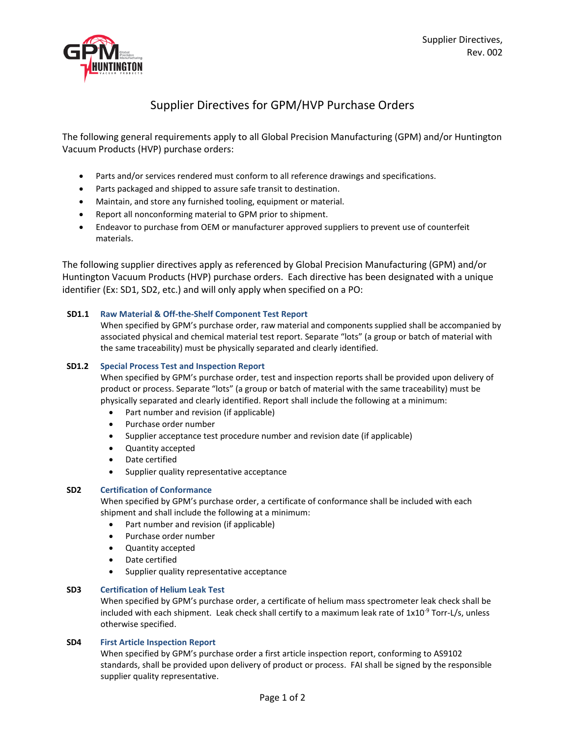Supplier Directives,
Rev. 002

# Supplier Directives for GPM/HVP Purchase Orders

The following general requirements apply to all Global Precision Manufacturing (GPM) and/or Huntington Vacuum Products (HVP) purchase orders:

- Parts and/or services rendered must conform to all reference drawings and specifications.
- Parts packaged and shipped to assure safe transit to destination.
- Maintain, and store any furnished tooling, equipment or material.
- Report all nonconforming material to GPM prior to shipment.
- Endeavor to purchase from OEM or manufacturer approved suppliers to prevent use of counterfeit materials.

The following supplier directives apply as referenced by Global Precision Manufacturing (GPM) and/or Huntington Vacuum Products (HVP) purchase orders. Each directive has been designated with a unique identifier (Ex: SD1, SD2, etc.) and will only apply when specified on a PO:

### SD1.1 Raw Material & Off-the-Shelf Component Test Report

When specified by GPM's purchase order, raw material and components supplied shall be accompanied by associated physical and chemical material test report. Separate "lots" (a group or batch of material with the same traceability) must be physically separated and clearly identified.

### SD1.2 Special Process Test and Inspection Report

When specified by GPM's purchase order, test and inspection reports shall be provided upon delivery of product or process. Separate "lots" (a group or batch of material with the same traceability) must be physically separated and clearly identified. Report shall include the following at a minimum:

- Part number and revision (if applicable)
- Purchase order number
- Supplier acceptance test procedure number and revision date (if applicable)
- Quantity accepted
- Date certified
- Supplier quality representative acceptance

### SD2 Certification of Conformance

When specified by GPM's purchase order, a certificate of conformance shall be included with each shipment and shall include the following at a minimum:

- Part number and revision (if applicable)
- Purchase order number
- Quantity accepted
- Date certified
- Supplier quality representative acceptance

### SD3 Certification of Helium Leak Test

When specified by GPM's purchase order, a certificate of helium mass spectrometer leak check shall be included with each shipment. Leak check shall certify to a maximum leak rate of $1x10^{-9}$ Torr-L/s, unless otherwise specified.

### SD4 First Article Inspection Report

When specified by GPM's purchase order a first article inspection report, conforming to AS9102 standards, shall be provided upon delivery of product or process. FAI shall be signed by the responsible supplier quality representative.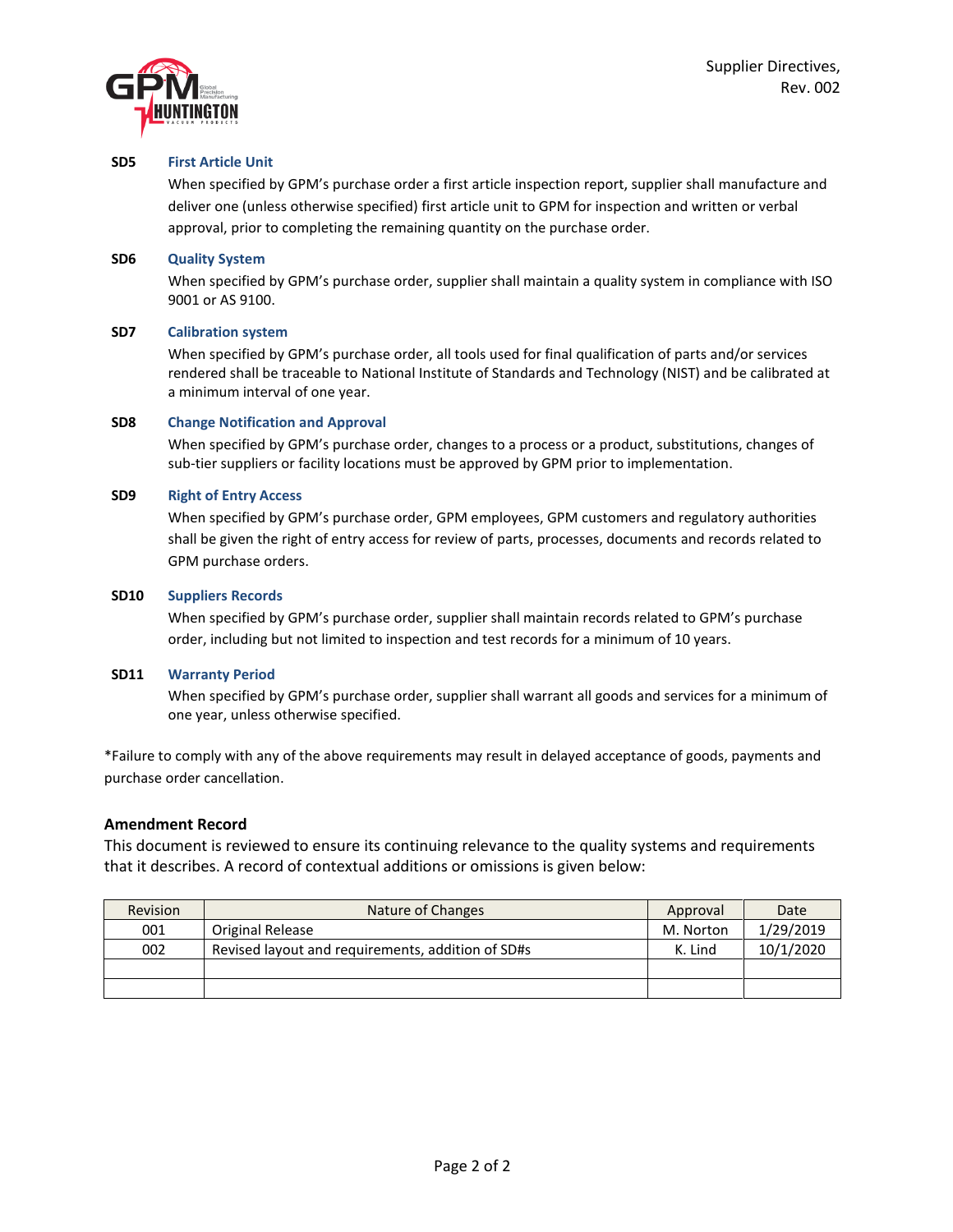**SD5 First Article Unit**

When specified by GPM's purchase order a first article inspection report, supplier shall manufacture and deliver one (unless otherwise specified) first article unit to GPM for inspection and written or verbal approval, prior to completing the remaining quantity on the purchase order.

**SD6 Quality System**

When specified by GPM's purchase order, supplier shall maintain a quality system in compliance with ISO 9001 or AS 9100.

**SD7 Calibration system**

When specified by GPM's purchase order, all tools used for final qualification of parts and/or services rendered shall be traceable to National Institute of Standards and Technology (NIST) and be calibrated at a minimum interval of one year.

**SD8 Change Notification and Approval**

When specified by GPM's purchase order, changes to a process or a product, substitutions, changes of sub-tier suppliers or facility locations must be approved by GPM prior to implementation.

**SD9 Right of Entry Access**

When specified by GPM's purchase order, GPM employees, GPM customers and regulatory authorities shall be given the right of entry access for review of parts, processes, documents and records related to GPM purchase orders.

**SD10 Suppliers Records**

When specified by GPM's purchase order, supplier shall maintain records related to GPM's purchase order, including but not limited to inspection and test records for a minimum of 10 years.

**SD11 Warranty Period**

When specified by GPM's purchase order, supplier shall warrant all goods and services for a minimum of one year, unless otherwise specified.

*Failure to comply with any of the above requirements may result in delayed acceptance of goods, payments and purchase order cancellation.

**Amendment Record**

This document is reviewed to ensure its continuing relevance to the quality systems and requirements that it describes. A record of contextual additions or omissions is given below:

| Revision | Nature of Changes | Approval | Date |
|---|---|---|---|
| 001 | Original Release | M. Norton | 1/29/2019 |
| 002 | Revised layout and requirements, addition of SD#s | K. Lind | 10/1/2020 |
| | | | |
| | | | |